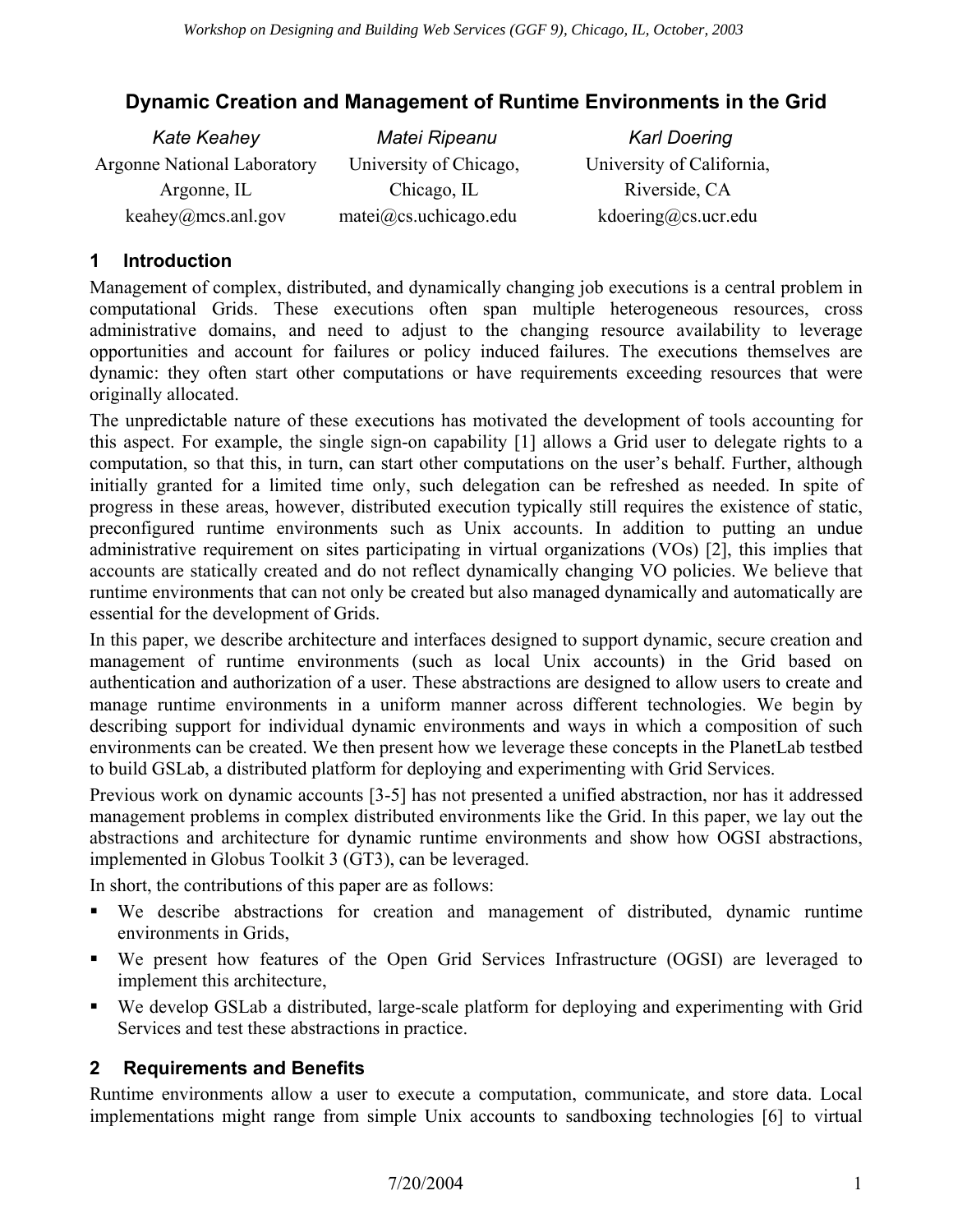# Dynamic Creation and Management of Runtime Environments in the Grid

| *Kate Keahey* | *Matei Ripeanu* | *Karl Doering* |
|---|---|---|
| Argonne National Laboratory | University of Chicago, | University of California, |
| Argonne, IL | Chicago, IL | Riverside, CA |
| keahey@mcs.anl.gov | matei@cs.uchicago.edu | kdoering@cs.ucr.edu |

## 1 Introduction

Management of complex, distributed, and dynamically changing job executions is a central problem in computational Grids. These executions often span multiple heterogeneous resources, cross administrative domains, and need to adjust to the changing resource availability to leverage opportunities and account for failures or policy induced failures. The executions themselves are dynamic: they often start other computations or have requirements exceeding resources that were originally allocated.

The unpredictable nature of these executions has motivated the development of tools accounting for this aspect. For example, the single sign-on capability [1] allows a Grid user to delegate rights to a computation, so that this, in turn, can start other computations on the user's behalf. Further, although initially granted for a limited time only, such delegation can be refreshed as needed. In spite of progress in these areas, however, distributed execution typically still requires the existence of static, preconfigured runtime environments such as Unix accounts. In addition to putting an undue administrative requirement on sites participating in virtual organizations (VOs) [2], this implies that accounts are statically created and do not reflect dynamically changing VO policies. We believe that runtime environments that can not only be created but also managed dynamically and automatically are essential for the development of Grids.

In this paper, we describe architecture and interfaces designed to support dynamic, secure creation and management of runtime environments (such as local Unix accounts) in the Grid based on authentication and authorization of a user. These abstractions are designed to allow users to create and manage runtime environments in a uniform manner across different technologies. We begin by describing support for individual dynamic environments and ways in which a composition of such environments can be created. We then present how we leverage these concepts in the PlanetLab testbed to build GSLab, a distributed platform for deploying and experimenting with Grid Services.

Previous work on dynamic accounts [3-5] has not presented a unified abstraction, nor has it addressed management problems in complex distributed environments like the Grid. In this paper, we lay out the abstractions and architecture for dynamic runtime environments and show how OGSI abstractions, implemented in Globus Toolkit 3 (GT3), can be leveraged.

In short, the contributions of this paper are as follows:

- We describe abstractions for creation and management of distributed, dynamic runtime environments in Grids,
- We present how features of the Open Grid Services Infrastructure (OGSI) are leveraged to implement this architecture,
- We develop GSLab a distributed, large-scale platform for deploying and experimenting with Grid Services and test these abstractions in practice.

## 2 Requirements and Benefits

Runtime environments allow a user to execute a computation, communicate, and store data. Local implementations might range from simple Unix accounts to sandboxing technologies [6] to virtual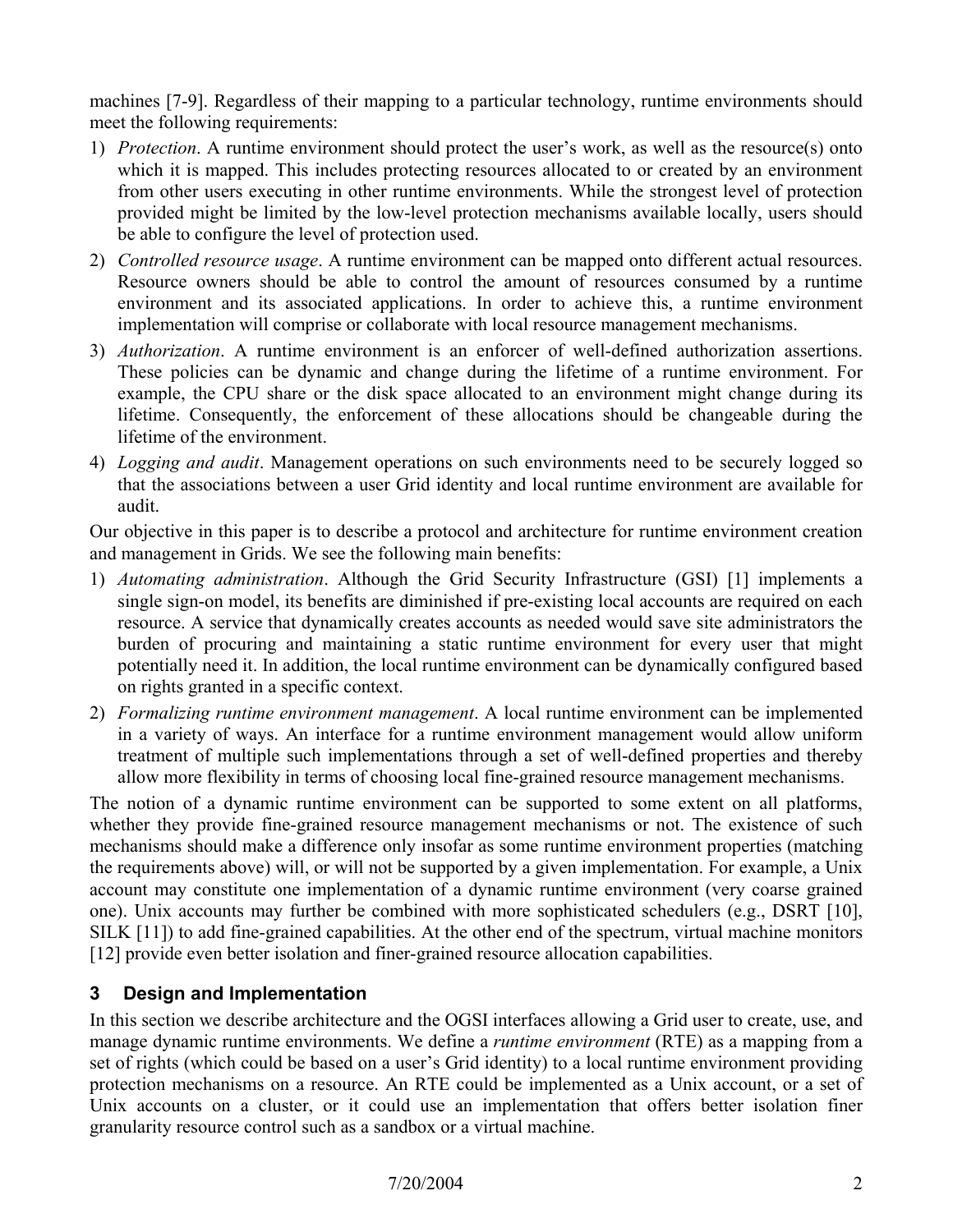machines [7-9]. Regardless of their mapping to a particular technology, runtime environments should meet the following requirements:

1) *Protection*. A runtime environment should protect the user's work, as well as the resource(s) onto which it is mapped. This includes protecting resources allocated to or created by an environment from other users executing in other runtime environments. While the strongest level of protection provided might be limited by the low-level protection mechanisms available locally, users should be able to configure the level of protection used.
2) *Controlled resource usage*. A runtime environment can be mapped onto different actual resources. Resource owners should be able to control the amount of resources consumed by a runtime environment and its associated applications. In order to achieve this, a runtime environment implementation will comprise or collaborate with local resource management mechanisms.
3) *Authorization*. A runtime environment is an enforcer of well-defined authorization assertions. These policies can be dynamic and change during the lifetime of a runtime environment. For example, the CPU share or the disk space allocated to an environment might change during its lifetime. Consequently, the enforcement of these allocations should be changeable during the lifetime of the environment.
4) *Logging and audit*. Management operations on such environments need to be securely logged so that the associations between a user Grid identity and local runtime environment are available for audit.

Our objective in this paper is to describe a protocol and architecture for runtime environment creation and management in Grids. We see the following main benefits:

1) *Automating administration*. Although the Grid Security Infrastructure (GSI) [1] implements a single sign-on model, its benefits are diminished if pre-existing local accounts are required on each resource. A service that dynamically creates accounts as needed would save site administrators the burden of procuring and maintaining a static runtime environment for every user that might potentially need it. In addition, the local runtime environment can be dynamically configured based on rights granted in a specific context.
2) *Formalizing runtime environment management*. A local runtime environment can be implemented in a variety of ways. An interface for a runtime environment management would allow uniform treatment of multiple such implementations through a set of well-defined properties and thereby allow more flexibility in terms of choosing local fine-grained resource management mechanisms.

The notion of a dynamic runtime environment can be supported to some extent on all platforms, whether they provide fine-grained resource management mechanisms or not. The existence of such mechanisms should make a difference only insofar as some runtime environment properties (matching the requirements above) will, or will not be supported by a given implementation. For example, a Unix account may constitute one implementation of a dynamic runtime environment (very coarse grained one). Unix accounts may further be combined with more sophisticated schedulers (e.g., DSRT [10], SILK [11]) to add fine-grained capabilities. At the other end of the spectrum, virtual machine monitors [12] provide even better isolation and finer-grained resource allocation capabilities.

## 3 Design and Implementation

In this section we describe architecture and the OGSI interfaces allowing a Grid user to create, use, and manage dynamic runtime environments. We define a *runtime environment* (RTE) as a mapping from a set of rights (which could be based on a user's Grid identity) to a local runtime environment providing protection mechanisms on a resource. An RTE could be implemented as a Unix account, or a set of Unix accounts on a cluster, or it could use an implementation that offers better isolation finer granularity resource control such as a sandbox or a virtual machine.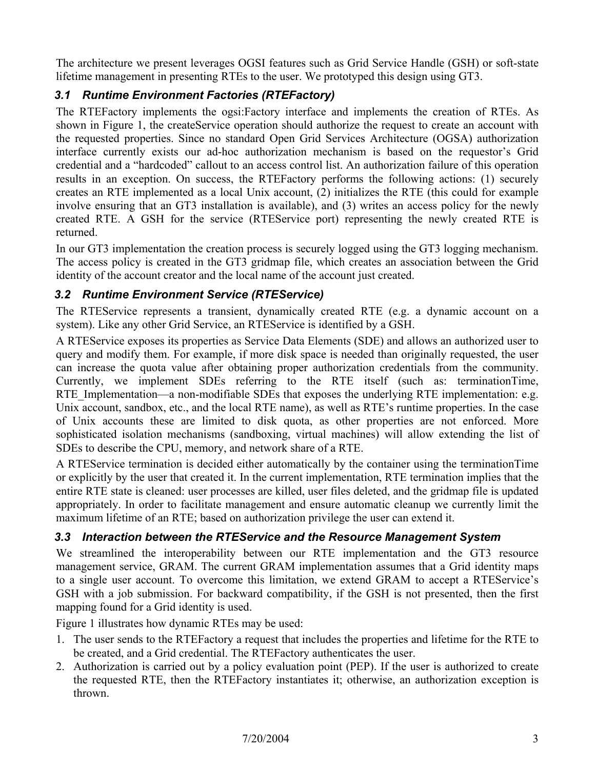The architecture we present leverages OGSI features such as Grid Service Handle (GSH) or soft-state lifetime management in presenting RTEs to the user. We prototyped this design using GT3.

### 3.1 Runtime Environment Factories (RTEFactory)

The RTEFactory implements the ogsi:Factory interface and implements the creation of RTEs. As shown in Figure 1, the createService operation should authorize the request to create an account with the requested properties. Since no standard Open Grid Services Architecture (OGSA) authorization interface currently exists our ad-hoc authorization mechanism is based on the requestor's Grid credential and a "hardcoded" callout to an access control list. An authorization failure of this operation results in an exception. On success, the RTEFactory performs the following actions: (1) securely creates an RTE implemented as a local Unix account, (2) initializes the RTE (this could for example involve ensuring that an GT3 installation is available), and (3) writes an access policy for the newly created RTE. A GSH for the service (RTEService port) representing the newly created RTE is returned.

In our GT3 implementation the creation process is securely logged using the GT3 logging mechanism. The access policy is created in the GT3 gridmap file, which creates an association between the Grid identity of the account creator and the local name of the account just created.

### 3.2 Runtime Environment Service (RTEService)

The RTEService represents a transient, dynamically created RTE (e.g. a dynamic account on a system). Like any other Grid Service, an RTEService is identified by a GSH.

A RTEService exposes its properties as Service Data Elements (SDE) and allows an authorized user to query and modify them. For example, if more disk space is needed than originally requested, the user can increase the quota value after obtaining proper authorization credentials from the community. Currently, we implement SDEs referring to the RTE itself (such as: terminationTime, RTE_Implementation—a non-modifiable SDEs that exposes the underlying RTE implementation: e.g. Unix account, sandbox, etc., and the local RTE name), as well as RTE's runtime properties. In the case of Unix accounts these are limited to disk quota, as other properties are not enforced. More sophisticated isolation mechanisms (sandboxing, virtual machines) will allow extending the list of SDEs to describe the CPU, memory, and network share of a RTE.

A RTEService termination is decided either automatically by the container using the terminationTime or explicitly by the user that created it. In the current implementation, RTE termination implies that the entire RTE state is cleaned: user processes are killed, user files deleted, and the gridmap file is updated appropriately. In order to facilitate management and ensure automatic cleanup we currently limit the maximum lifetime of an RTE; based on authorization privilege the user can extend it.

### 3.3 Interaction between the RTEService and the Resource Management System

We streamlined the interoperability between our RTE implementation and the GT3 resource management service, GRAM. The current GRAM implementation assumes that a Grid identity maps to a single user account. To overcome this limitation, we extend GRAM to accept a RTEService's GSH with a job submission. For backward compatibility, if the GSH is not presented, then the first mapping found for a Grid identity is used.

Figure 1 illustrates how dynamic RTEs may be used:

1. The user sends to the RTEFactory a request that includes the properties and lifetime for the RTE to be created, and a Grid credential. The RTEFactory authenticates the user.
2. Authorization is carried out by a policy evaluation point (PEP). If the user is authorized to create the requested RTE, then the RTEFactory instantiates it; otherwise, an authorization exception is thrown.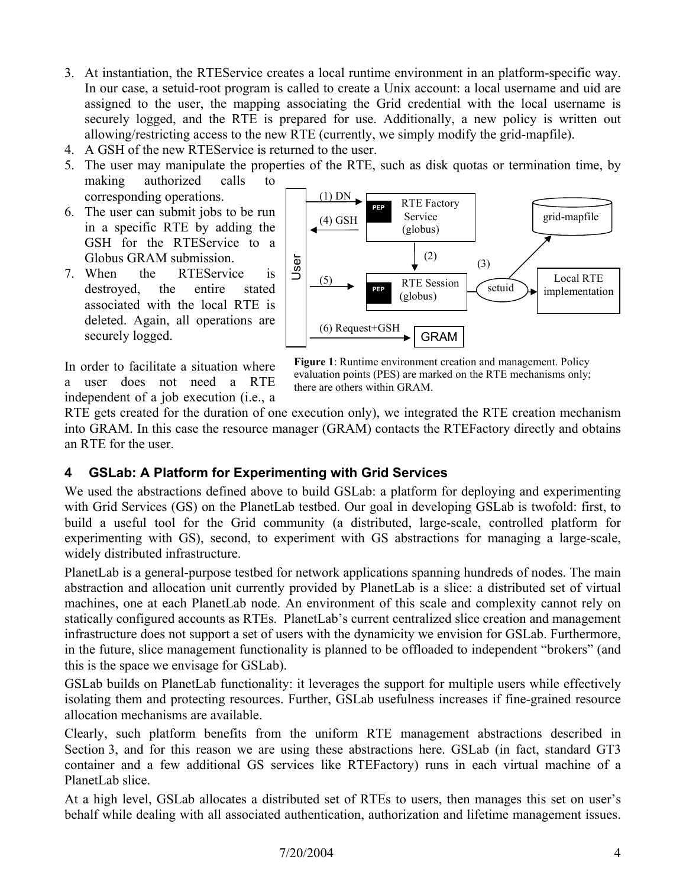3. At instantiation, the RTEService creates a local runtime environment in an platform-specific way. In our case, a setuid-root program is called to create a Unix account: a local username and uid are assigned to the user, the mapping associating the Grid credential with the local username is securely logged, and the RTE is prepared for use. Additionally, a new policy is written out allowing/restricting access to the new RTE (currently, we simply modify the grid-mapfile).
4. A GSH of the new RTEService is returned to the user.
5. The user may manipulate the properties of the RTE, such as disk quotas or termination time, by making authorized calls to corresponding operations.
6. The user can submit jobs to be run in a specific RTE by adding the GSH for the RTEService to a Globus GRAM submission.
7. When the RTEService is destroyed, the entire stated associated with the local RTE is deleted. Again, all operations are securely logged.

**Figure 1**: Runtime environment creation and management. Policy evaluation points (PES) are marked on the RTE mechanisms only; there are others within GRAM.

In order to facilitate a situation where a user does not need a RTE independent of a job execution (i.e., a RTE gets created for the duration of one execution only), we integrated the RTE creation mechanism into GRAM. In this case the resource manager (GRAM) contacts the RTEFactory directly and obtains an RTE for the user.

## 4 GSLab: A Platform for Experimenting with Grid Services

We used the abstractions defined above to build GSLab: a platform for deploying and experimenting with Grid Services (GS) on the PlanetLab testbed. Our goal in developing GSLab is twofold: first, to build a useful tool for the Grid community (a distributed, large-scale, controlled platform for experimenting with GS), second, to experiment with GS abstractions for managing a large-scale, widely distributed infrastructure.

PlanetLab is a general-purpose testbed for network applications spanning hundreds of nodes. The main abstraction and allocation unit currently provided by PlanetLab is a slice: a distributed set of virtual machines, one at each PlanetLab node. An environment of this scale and complexity cannot rely on statically configured accounts as RTEs. PlanetLab's current centralized slice creation and management infrastructure does not support a set of users with the dynamicity we envision for GSLab. Furthermore, in the future, slice management functionality is planned to be offloaded to independent "brokers" (and this is the space we envisage for GSLab).

GSLab builds on PlanetLab functionality: it leverages the support for multiple users while effectively isolating them and protecting resources. Further, GSLab usefulness increases if fine-grained resource allocation mechanisms are available.

Clearly, such platform benefits from the uniform RTE management abstractions described in Section 3, and for this reason we are using these abstractions here. GSLab (in fact, standard GT3 container and a few additional GS services like RTEFactory) runs in each virtual machine of a PlanetLab slice.

At a high level, GSLab allocates a distributed set of RTEs to users, then manages this set on user's behalf while dealing with all associated authentication, authorization and lifetime management issues.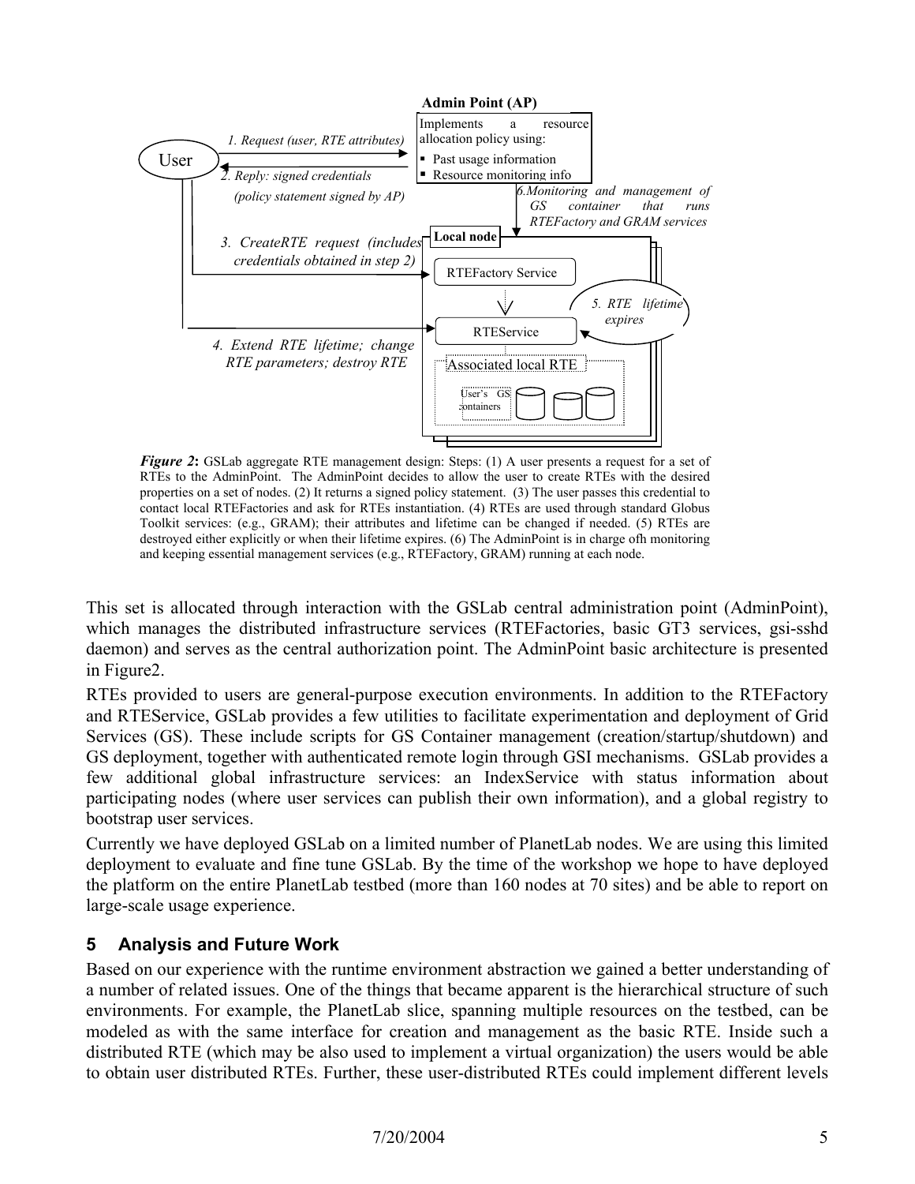**Admin Point (AP)**

Implements a resource allocation policy using:

- Past usage information
- Resource monitoring info

User

*1. Request (user, RTE attributes)*

*2. Reply: signed credentials (policy statement signed by AP)*

*3. CreateRTE request (includes credentials obtained in step 2)*

*4. Extend RTE lifetime; change RTE parameters; destroy RTE*

*5. RTE lifetime expires*

*6.Monitoring and management of GS container that runs RTEFactory and GRAM services*

**Local node**

RTEFactory Service

RTEService

Associated local RTE

User's GS containers

***Figure 2*:** GSLab aggregate RTE management design: Steps: (1) A user presents a request for a set of RTEs to the AdminPoint. The AdminPoint decides to allow the user to create RTEs with the desired properties on a set of nodes. (2) It returns a signed policy statement. (3) The user passes this credential to contact local RTEFactories and ask for RTEs instantiation. (4) RTEs are used through standard Globus Toolkit services: (e.g., GRAM); their attributes and lifetime can be changed if needed. (5) RTEs are destroyed either explicitly or when their lifetime expires. (6) The AdminPoint is in charge ofh monitoring and keeping essential management services (e.g., RTEFactory, GRAM) running at each node.

This set is allocated through interaction with the GSLab central administration point (AdminPoint), which manages the distributed infrastructure services (RTEFactories, basic GT3 services, gsi-sshd daemon) and serves as the central authorization point. The AdminPoint basic architecture is presented in Figure2.

RTEs provided to users are general-purpose execution environments. In addition to the RTEFactory and RTEService, GSLab provides a few utilities to facilitate experimentation and deployment of Grid Services (GS). These include scripts for GS Container management (creation/startup/shutdown) and GS deployment, together with authenticated remote login through GSI mechanisms. GSLab provides a few additional global infrastructure services: an IndexService with status information about participating nodes (where user services can publish their own information), and a global registry to bootstrap user services.

Currently we have deployed GSLab on a limited number of PlanetLab nodes. We are using this limited deployment to evaluate and fine tune GSLab. By the time of the workshop we hope to have deployed the platform on the entire PlanetLab testbed (more than 160 nodes at 70 sites) and be able to report on large-scale usage experience.

## 5 Analysis and Future Work

Based on our experience with the runtime environment abstraction we gained a better understanding of a number of related issues. One of the things that became apparent is the hierarchical structure of such environments. For example, the PlanetLab slice, spanning multiple resources on the testbed, can be modeled as with the same interface for creation and management as the basic RTE. Inside such a distributed RTE (which may be also used to implement a virtual organization) the users would be able to obtain user distributed RTEs. Further, these user-distributed RTEs could implement different levels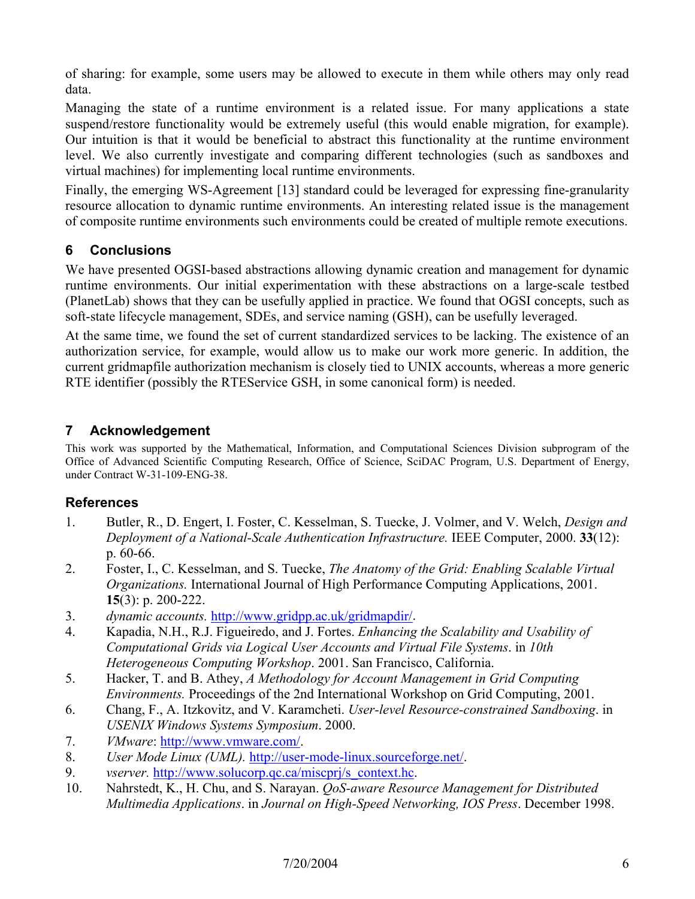of sharing: for example, some users may be allowed to execute in them while others may only read data.

Managing the state of a runtime environment is a related issue. For many applications a state suspend/restore functionality would be extremely useful (this would enable migration, for example). Our intuition is that it would be beneficial to abstract this functionality at the runtime environment level. We also currently investigate and comparing different technologies (such as sandboxes and virtual machines) for implementing local runtime environments.

Finally, the emerging WS-Agreement [13] standard could be leveraged for expressing fine-granularity resource allocation to dynamic runtime environments. An interesting related issue is the management of composite runtime environments such environments could be created of multiple remote executions.

## 6 Conclusions

We have presented OGSI-based abstractions allowing dynamic creation and management for dynamic runtime environments. Our initial experimentation with these abstractions on a large-scale testbed (PlanetLab) shows that they can be usefully applied in practice. We found that OGSI concepts, such as soft-state lifecycle management, SDEs, and service naming (GSH), can be usefully leveraged.

At the same time, we found the set of current standardized services to be lacking. The existence of an authorization service, for example, would allow us to make our work more generic. In addition, the current gridmapfile authorization mechanism is closely tied to UNIX accounts, whereas a more generic RTE identifier (possibly the RTEService GSH, in some canonical form) is needed.

## 7 Acknowledgement

This work was supported by the Mathematical, Information, and Computational Sciences Division subprogram of the Office of Advanced Scientific Computing Research, Office of Science, SciDAC Program, U.S. Department of Energy, under Contract W-31-109-ENG-38.

## References

1. Butler, R., D. Engert, I. Foster, C. Kesselman, S. Tuecke, J. Volmer, and V. Welch, *Design and Deployment of a National-Scale Authentication Infrastructure.* IEEE Computer, 2000. **33**(12): p. 60-66.
2. Foster, I., C. Kesselman, and S. Tuecke, *The Anatomy of the Grid: Enabling Scalable Virtual Organizations.* International Journal of High Performance Computing Applications, 2001. **15**(3): p. 200-222.
3. *dynamic accounts.* http://www.gridpp.ac.uk/gridmapdir/.
4. Kapadia, N.H., R.J. Figueiredo, and J. Fortes. *Enhancing the Scalability and Usability of Computational Grids via Logical User Accounts and Virtual File Systems*. in *10th Heterogeneous Computing Workshop*. 2001. San Francisco, California.
5. Hacker, T. and B. Athey, *A Methodology for Account Management in Grid Computing Environments.* Proceedings of the 2nd International Workshop on Grid Computing, 2001.
6. Chang, F., A. Itzkovitz, and V. Karamcheti. *User-level Resource-constrained Sandboxing*. in *USENIX Windows Systems Symposium*. 2000.
7. *VMware*: http://www.vmware.com/.
8. *User Mode Linux (UML).* http://user-mode-linux.sourceforge.net/.
9. *vserver.* http://www.solucorp.qc.ca/miscprj/s_context.hc.
10. Nahrstedt, K., H. Chu, and S. Narayan. *QoS-aware Resource Management for Distributed Multimedia Applications*. in *Journal on High-Speed Networking, IOS Press*. December 1998.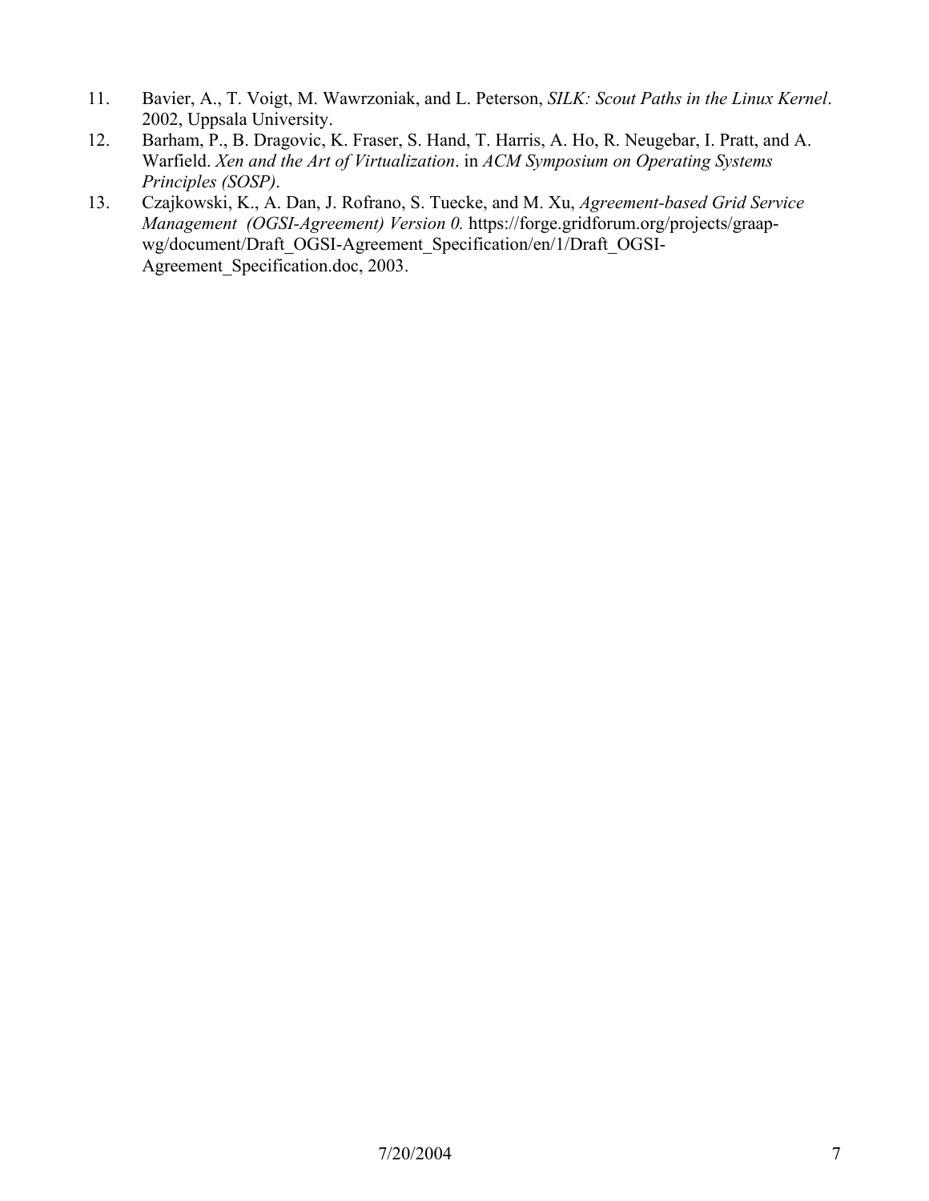11. Bavier, A., T. Voigt, M. Wawrzoniak, and L. Peterson, *SILK: Scout Paths in the Linux Kernel*. 2002, Uppsala University.
12. Barham, P., B. Dragovic, K. Fraser, S. Hand, T. Harris, A. Ho, R. Neugebar, I. Pratt, and A. Warfield. *Xen and the Art of Virtualization*. in *ACM Symposium on Operating Systems Principles (SOSP)*.
13. Czajkowski, K., A. Dan, J. Rofrano, S. Tuecke, and M. Xu, *Agreement-based Grid Service Management (OGSI-Agreement) Version 0.* https://forge.gridforum.org/projects/graap-wg/document/Draft_OGSI-Agreement_Specification/en/1/Draft_OGSI-Agreement_Specification.doc, 2003.